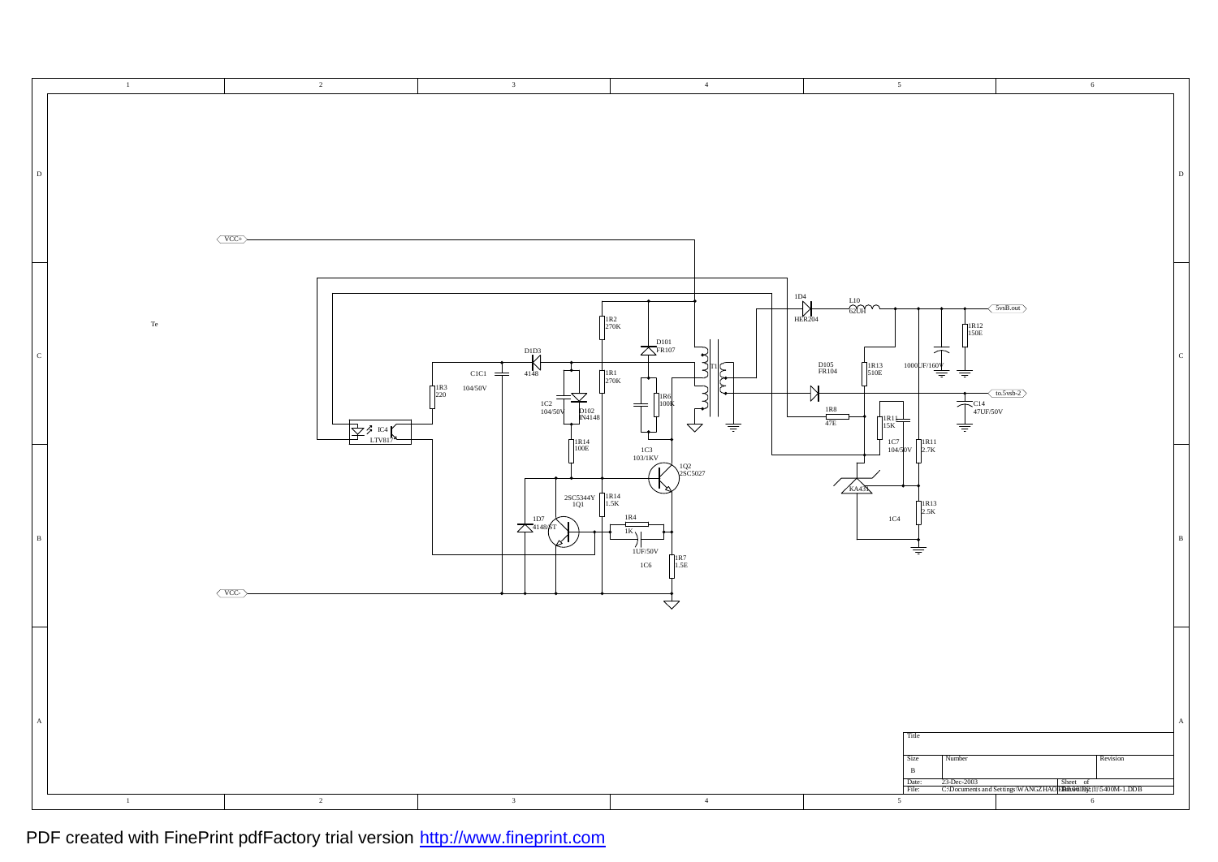VCC+

Te

1D4
HER204

L10
62UH

5vsB.out

1R12
150E

1R2
270K

D101
FR107

T1

D105
FR104

1R13
510E

1000UF/160V

to.5vsb-2

D1D3
4148

C1C1
104/50V

1R1
270K

1R3
220

1C2
104/50V

D102
IN4148

1R6
100K

1R8
47E

C14
47UF/50V

IC4
LTV817

1R11
15K

1C7
104/50V

1R11
2.7K

1R14
100E

1C3
103/1KV

1Q2
2SC5027

KA431

2SC5344Y
1Q1

1R14
1.5K

1R13
2.5K

1C4

1D7
4148/ST

1R4
1K

1UF/50V

1C6

1R7
1.5E

VCC-

| Title | | | |
|---|---|---|---|
| Size | Number | | Revision |
| B | | | |
| Date: | 23-Dec-2003 | Sheet of | |
| File: | C:\Documents and Settings\WANGZHAO\Desktop\5400M-1.DDB | Drawn By: | |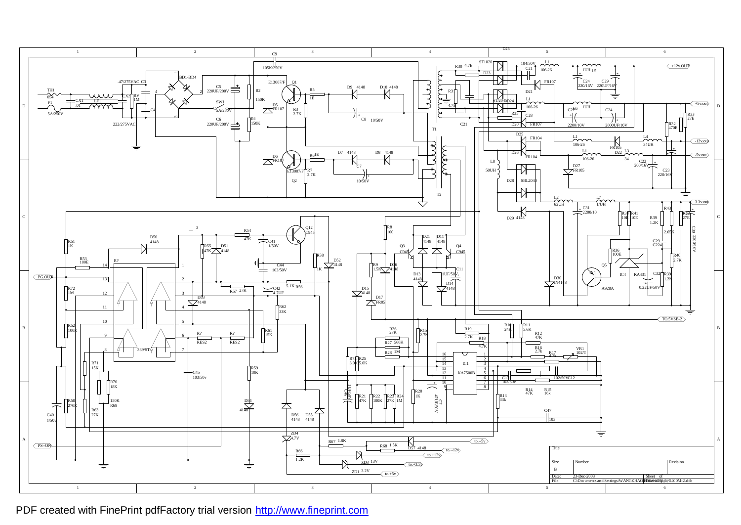TH1
054
F1
5A/250V
CX1
.01
LF1
CX2
RV
1M
.47/275VAC C3
C4
222/275VAC
BD1-BD4
C5
220UF/200V
C6
220UF/200V
SW1
5A/250V
R2
150K
R1
150K
C9
105K/250V
E13007/F
Q1
D5
FR107
R3
2.7K
R5
1E
D9 4148
D10 4148
C8 10/50V
D6
FR107
E13007/F
Q2
R6 1E
R7
2.7K
D7 4148
D8 4148
C7
10/50V
T1
T2
R30 4.7E
ST1020
D23
R31
4.7E
ST2045
D24
R35
C21
C28
104/50V
C21
106-26
L1
1UH L5
FR107
D21
C24
220/16V
C29
220UF/16V
L1
106-26
1UH
L6
C24
2200/10V
2000UF/10V
D20 FR107
+12v.OUT
+5v.out
R33
27E
R32
470E
D25
FR104
L1
106-26
FR105
D22 L3
34
L4
34UH
-12v.out
-5v.out
D26
FR104
L1
106-26
C22
200/16V
C23
220/16V
L8
50UH
D27
FR105
D28 SBL2040
L2
62UH
L7
1/UH
C31
2200/10
3.3v.out
D29 4148
R38 10E
R41 10E
R39
1.2K
R43
R42
27E
C30 2200/10V
2.65K
C29
C224
R36
100E
R40
2.7K
Q5
A928A
IC4 KA431
C32
0.22UF/50V
R39
1.2K
D30
1N4148
TO.5VSB-2
Q12
C945
R54
47K
C41
1/50V
R8
100
D21
4148
D11
4148
Q3
C945
Q4
C945
C11
1UF/50V
D13
4148
D14
4148
D16
4148
R9
1.5K
R58
1K
D52
4148
C44
103/50V
D50
4148
R55
47K
D51
4148
R51
1K
R53
100E
R?
PG.OUT
R72
1M
R52
100K
R71
15K
R70
18K
R50
270K
150K
R69
R63
27K
C40
1/50v
PS-ON
339/ST
R57 27K
5.1K R56
C42
4.7UF
D53
4148
R62
33K
R61
15K
R?
RES2
R?
RES2
C45
103/50v
R59
10K
D54
4148
D15
4148
D17
FR05
R26
27K
R27 560K
R28 1M
R15
2.7K
R73 3.9K
R25 5.6K
C46 1UF/50V
R21 47K
R22 100K
R23 27K
R24 1M
R20
1K
C27 4.7UF/50V
D56 4148
D55 4148
ZD4
4.7V
R67 1.8K
R68 1.5K
D57 4148
to.-5v
to.-12v
to.+12v
R66
1.2K
ZD3 13V
to.+3.3v
ZD1 3.2V
to.+5v
IC1
KA7500B
R19
2.7K
R18
4.7K
R10
24K
R11
5.6K
R12
47K
R16
2.7k
R17
4.7k
VR1
102/T
C13
102/50v
102/50VC12
R14
47K
R15
16k
R13
33k
C47
103

| | | |
|---|---|---|
| Title | | |
| Size | Number | Revision |
| B | | |
| Date: | 23-Dec-2003 | Sheet of |
| File: | C:\Documents and Settings\WANGZHAO\桌面\S400M-2.ddb | |